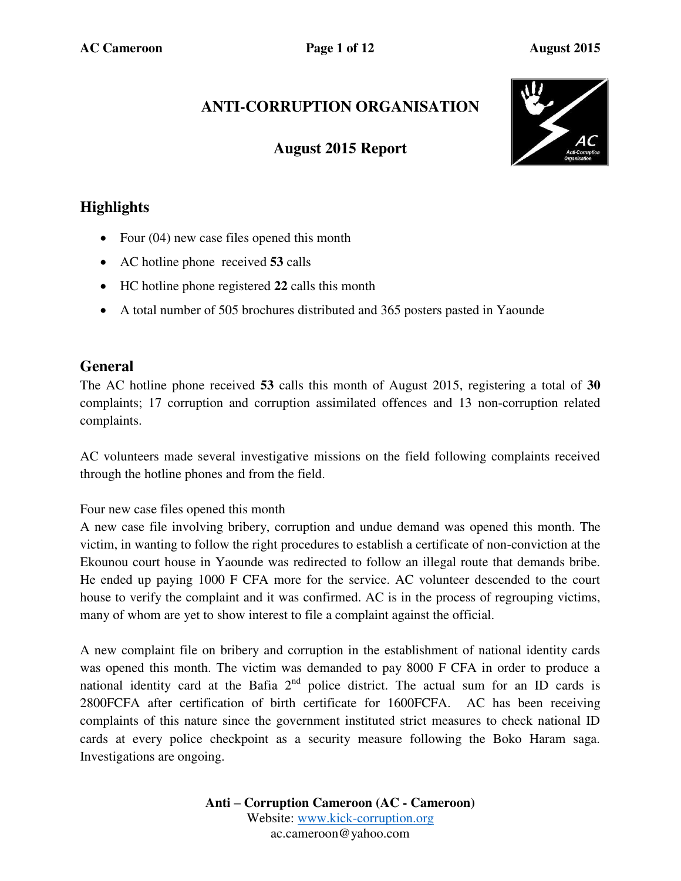# ANTI-CORRUPTION ORGANISATION

## August 2015 Report

## Highlights

- Four (04) new case files opened this month
- AC hotline phone received **53** calls
- HC hotline phone registered **22** calls this month
- A total number of 505 brochures distributed and 365 posters pasted in Yaounde

## General

The AC hotline phone received **53** calls this month of August 2015, registering a total of **30** complaints; 17 corruption and corruption assimilated offences and 13 non-corruption related complaints.

AC volunteers made several investigative missions on the field following complaints received through the hotline phones and from the field.

Four new case files opened this month

A new case file involving bribery, corruption and undue demand was opened this month. The victim, in wanting to follow the right procedures to establish a certificate of non-conviction at the Ekounou court house in Yaounde was redirected to follow an illegal route that demands bribe. He ended up paying 1000 F CFA more for the service. AC volunteer descended to the court house to verify the complaint and it was confirmed. AC is in the process of regrouping victims, many of whom are yet to show interest to file a complaint against the official.

A new complaint file on bribery and corruption in the establishment of national identity cards was opened this month. The victim was demanded to pay 8000 F CFA in order to produce a national identity card at the Bafia 2nd police district. The actual sum for an ID cards is 2800FCFA after certification of birth certificate for 1600FCFA. AC has been receiving complaints of this nature since the government instituted strict measures to check national ID cards at every police checkpoint as a security measure following the Boko Haram saga. Investigations are ongoing.

**Anti – Corruption Cameroon (AC - Cameroon)**
Website: www.kick-corruption.org
ac.cameroon@yahoo.com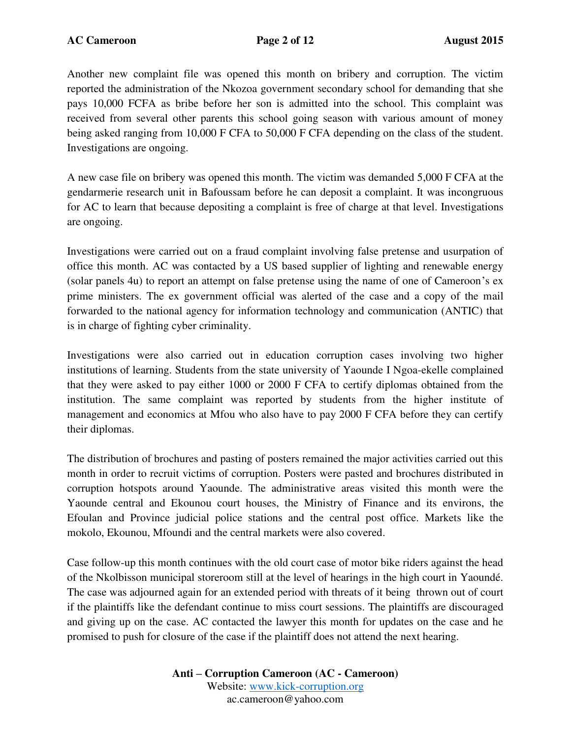Another new complaint file was opened this month on bribery and corruption. The victim reported the administration of the Nkozoa government secondary school for demanding that she pays 10,000 FCFA as bribe before her son is admitted into the school. This complaint was received from several other parents this school going season with various amount of money being asked ranging from 10,000 F CFA to 50,000 F CFA depending on the class of the student. Investigations are ongoing.

A new case file on bribery was opened this month. The victim was demanded 5,000 F CFA at the gendarmerie research unit in Bafoussam before he can deposit a complaint. It was incongruous for AC to learn that because depositing a complaint is free of charge at that level. Investigations are ongoing.

Investigations were carried out on a fraud complaint involving false pretense and usurpation of office this month. AC was contacted by a US based supplier of lighting and renewable energy (solar panels 4u) to report an attempt on false pretense using the name of one of Cameroon's ex prime ministers. The ex government official was alerted of the case and a copy of the mail forwarded to the national agency for information technology and communication (ANTIC) that is in charge of fighting cyber criminality.

Investigations were also carried out in education corruption cases involving two higher institutions of learning. Students from the state university of Yaounde I Ngoa-ekelle complained that they were asked to pay either 1000 or 2000 F CFA to certify diplomas obtained from the institution. The same complaint was reported by students from the higher institute of management and economics at Mfou who also have to pay 2000 F CFA before they can certify their diplomas.

The distribution of brochures and pasting of posters remained the major activities carried out this month in order to recruit victims of corruption. Posters were pasted and brochures distributed in corruption hotspots around Yaounde. The administrative areas visited this month were the Yaounde central and Ekounou court houses, the Ministry of Finance and its environs, the Efoulan and Province judicial police stations and the central post office. Markets like the mokolo, Ekounou, Mfoundi and the central markets were also covered.

Case follow-up this month continues with the old court case of motor bike riders against the head of the Nkolbisson municipal storeroom still at the level of hearings in the high court in Yaoundé. The case was adjourned again for an extended period with threats of it being thrown out of court if the plaintiffs like the defendant continue to miss court sessions. The plaintiffs are discouraged and giving up on the case. AC contacted the lawyer this month for updates on the case and he promised to push for closure of the case if the plaintiff does not attend the next hearing.

**Anti – Corruption Cameroon (AC - Cameroon)**
Website: www.kick-corruption.org
ac.cameroon@yahoo.com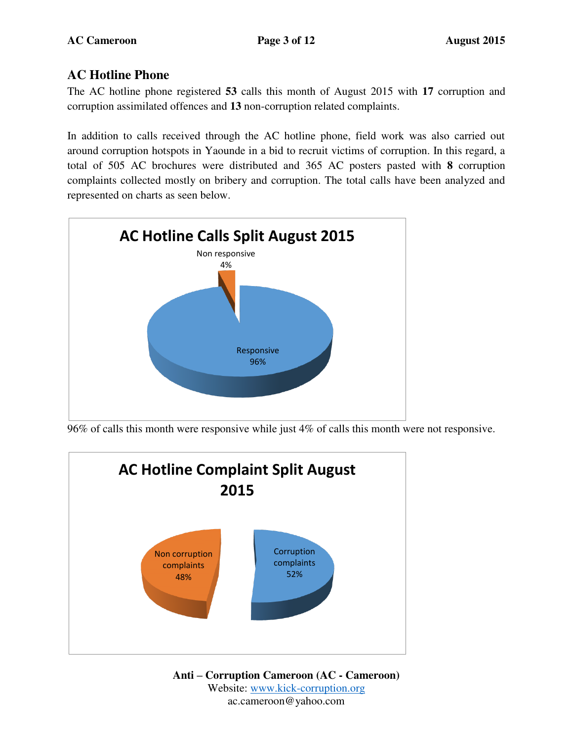## AC Hotline Phone

The AC hotline phone registered **53** calls this month of August 2015 with **17** corruption and corruption assimilated offences and **13** non-corruption related complaints.

In addition to calls received through the AC hotline phone, field work was also carried out around corruption hotspots in Yaounde in a bid to recruit victims of corruption. In this regard, a total of 505 AC brochures were distributed and 365 AC posters pasted with **8** corruption complaints collected mostly on bribery and corruption. The total calls have been analyzed and represented on charts as seen below.

**AC Hotline Calls Split August 2015**

Non responsive 4%

Responsive 96%

96% of calls this month were responsive while just 4% of calls this month were not responsive.

**AC Hotline Complaint Split August 2015**

Non corruption complaints 48%

Corruption complaints 52%

**Anti – Corruption Cameroon (AC - Cameroon)**
Website: www.kick-corruption.org
ac.cameroon@yahoo.com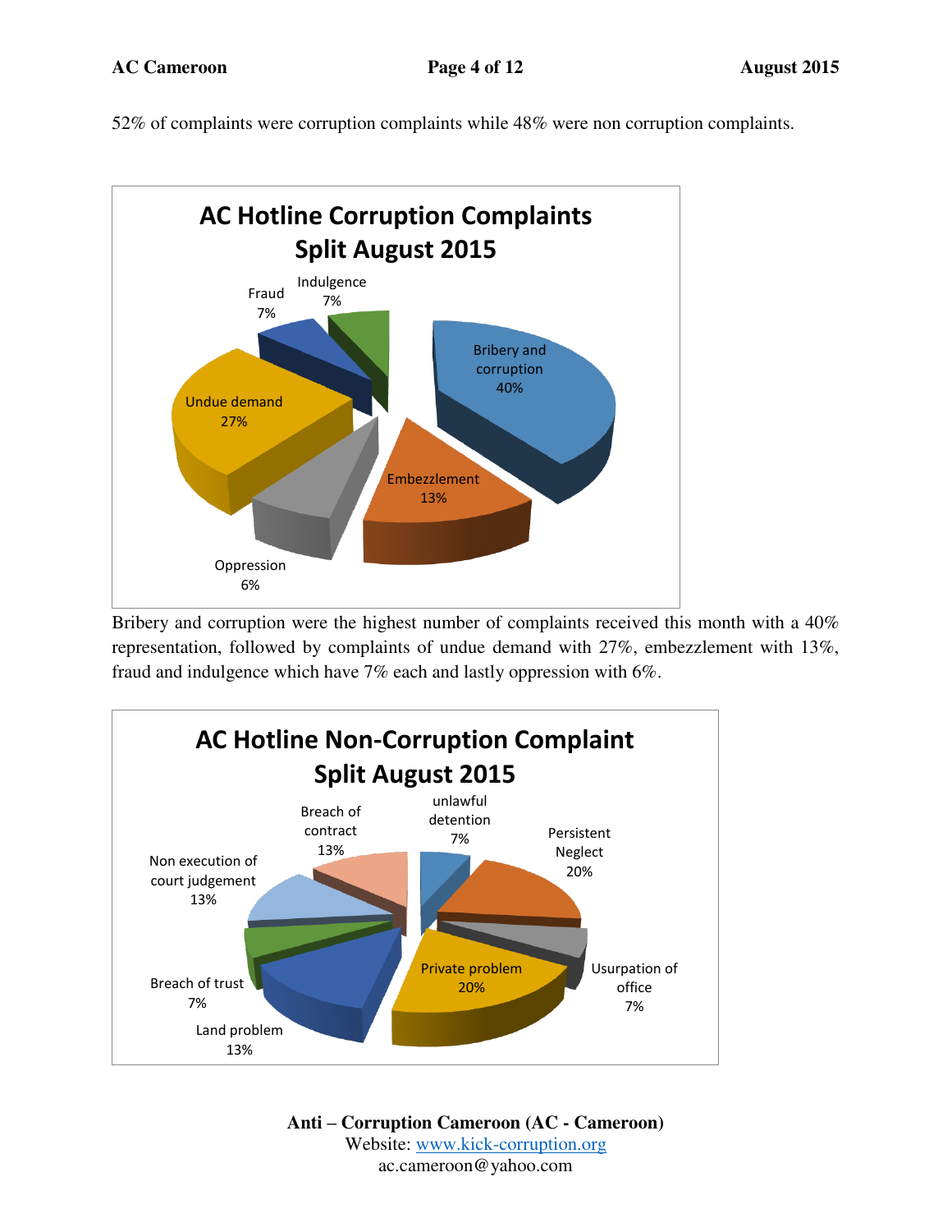52% of complaints were corruption complaints while 48% were non corruption complaints.

**AC Hotline Corruption Complaints Split August 2015**

| Category | Percentage |
| --- | --- |
| Bribery and corruption | 40% |
| Undue demand | 27% |
| Embezzlement | 13% |
| Fraud | 7% |
| Indulgence | 7% |
| Oppression | 6% |

Bribery and corruption were the highest number of complaints received this month with a 40% representation, followed by complaints of undue demand with 27%, embezzlement with 13%, fraud and indulgence which have 7% each and lastly oppression with 6%.

**AC Hotline Non-Corruption Complaint Split August 2015**

| Category | Percentage |
| --- | --- |
| unlawful detention | 7% |
| Persistent Neglect | 20% |
| Usurpation of office | 7% |
| Private problem | 20% |
| Land problem | 13% |
| Breach of trust | 7% |
| Non execution of court judgement | 13% |
| Breach of contract | 13% |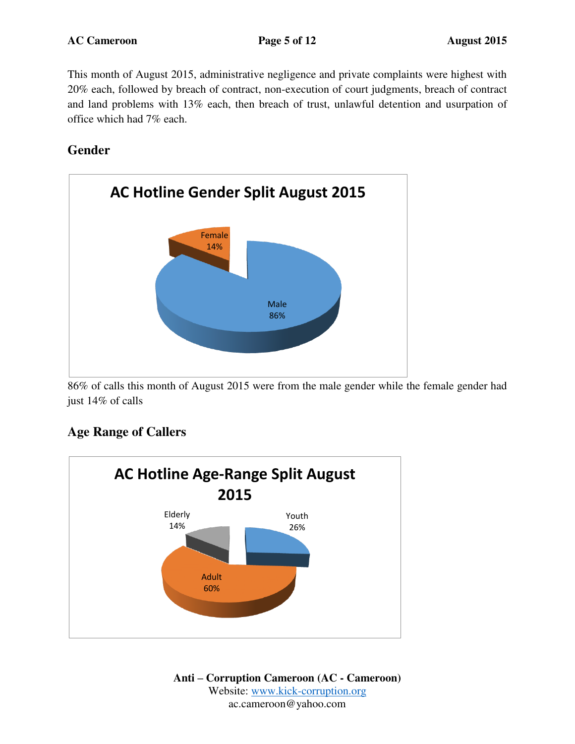This month of August 2015, administrative negligence and private complaints were highest with 20% each, followed by breach of contract, non-execution of court judgments, breach of contract and land problems with 13% each, then breach of trust, unlawful detention and usurpation of office which had 7% each.

## Gender

**AC Hotline Gender Split August 2015**

Female 14%

Male 86%

86% of calls this month of August 2015 were from the male gender while the female gender had just 14% of calls

## Age Range of Callers

**AC Hotline Age-Range Split August 2015**

Elderly 14%

Youth 26%

Adult 60%

**Anti – Corruption Cameroon (AC - Cameroon)**
Website: www.kick-corruption.org
ac.cameroon@yahoo.com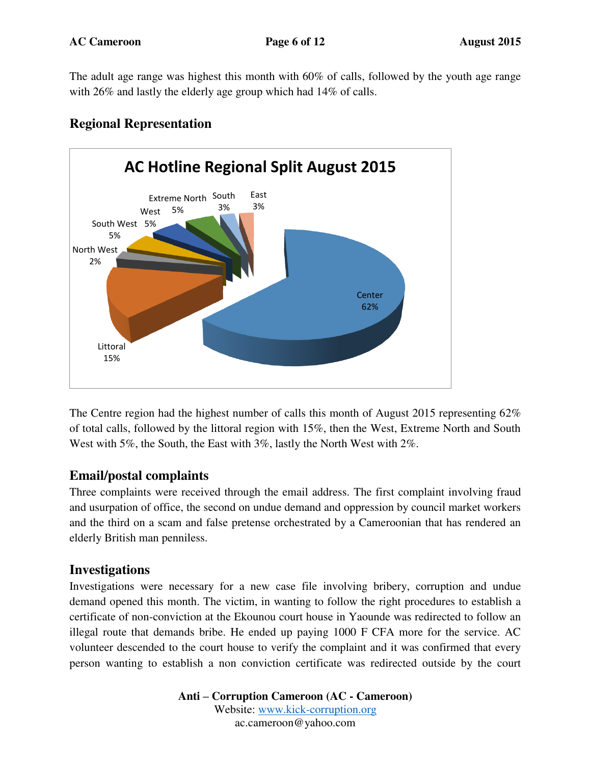The adult age range was highest this month with 60% of calls, followed by the youth age range with 26% and lastly the elderly age group which had 14% of calls.

## Regional Representation

**AC Hotline Regional Split August 2015**

| Region | Share |
| --- | --- |
| Center | 62% |
| Littoral | 15% |
| North West | 2% |
| South West | 5% |
| West | 5% |
| Extreme North | 5% |
| South | 3% |
| East | 3% |

The Centre region had the highest number of calls this month of August 2015 representing 62% of total calls, followed by the littoral region with 15%, then the West, Extreme North and South West with 5%, the South, the East with 3%, lastly the North West with 2%.

## Email/postal complaints

Three complaints were received through the email address. The first complaint involving fraud and usurpation of office, the second on undue demand and oppression by council market workers and the third on a scam and false pretense orchestrated by a Cameroonian that has rendered an elderly British man penniless.

## Investigations

Investigations were necessary for a new case file involving bribery, corruption and undue demand opened this month. The victim, in wanting to follow the right procedures to establish a certificate of non-conviction at the Ekounou court house in Yaounde was redirected to follow an illegal route that demands bribe. He ended up paying 1000 F CFA more for the service. AC volunteer descended to the court house to verify the complaint and it was confirmed that every person wanting to establish a non conviction certificate was redirected outside by the court

**Anti – Corruption Cameroon (AC - Cameroon)**
Website: www.kick-corruption.org
ac.cameroon@yahoo.com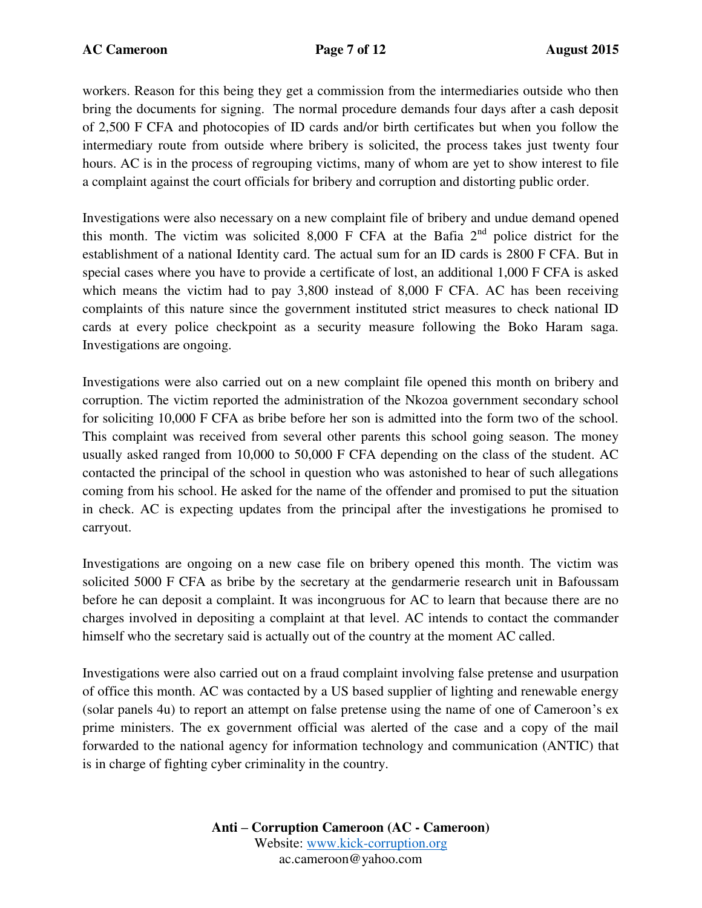workers. Reason for this being they get a commission from the intermediaries outside who then bring the documents for signing. The normal procedure demands four days after a cash deposit of 2,500 F CFA and photocopies of ID cards and/or birth certificates but when you follow the intermediary route from outside where bribery is solicited, the process takes just twenty four hours. AC is in the process of regrouping victims, many of whom are yet to show interest to file a complaint against the court officials for bribery and corruption and distorting public order.

Investigations were also necessary on a new complaint file of bribery and undue demand opened this month. The victim was solicited 8,000 F CFA at the Bafia 2nd police district for the establishment of a national Identity card. The actual sum for an ID cards is 2800 F CFA. But in special cases where you have to provide a certificate of lost, an additional 1,000 F CFA is asked which means the victim had to pay 3,800 instead of 8,000 F CFA. AC has been receiving complaints of this nature since the government instituted strict measures to check national ID cards at every police checkpoint as a security measure following the Boko Haram saga. Investigations are ongoing.

Investigations were also carried out on a new complaint file opened this month on bribery and corruption. The victim reported the administration of the Nkozoa government secondary school for soliciting 10,000 F CFA as bribe before her son is admitted into the form two of the school. This complaint was received from several other parents this school going season. The money usually asked ranged from 10,000 to 50,000 F CFA depending on the class of the student. AC contacted the principal of the school in question who was astonished to hear of such allegations coming from his school. He asked for the name of the offender and promised to put the situation in check. AC is expecting updates from the principal after the investigations he promised to carryout.

Investigations are ongoing on a new case file on bribery opened this month. The victim was solicited 5000 F CFA as bribe by the secretary at the gendarmerie research unit in Bafoussam before he can deposit a complaint. It was incongruous for AC to learn that because there are no charges involved in depositing a complaint at that level. AC intends to contact the commander himself who the secretary said is actually out of the country at the moment AC called.

Investigations were also carried out on a fraud complaint involving false pretense and usurpation of office this month. AC was contacted by a US based supplier of lighting and renewable energy (solar panels 4u) to report an attempt on false pretense using the name of one of Cameroon's ex prime ministers. The ex government official was alerted of the case and a copy of the mail forwarded to the national agency for information technology and communication (ANTIC) that is in charge of fighting cyber criminality in the country.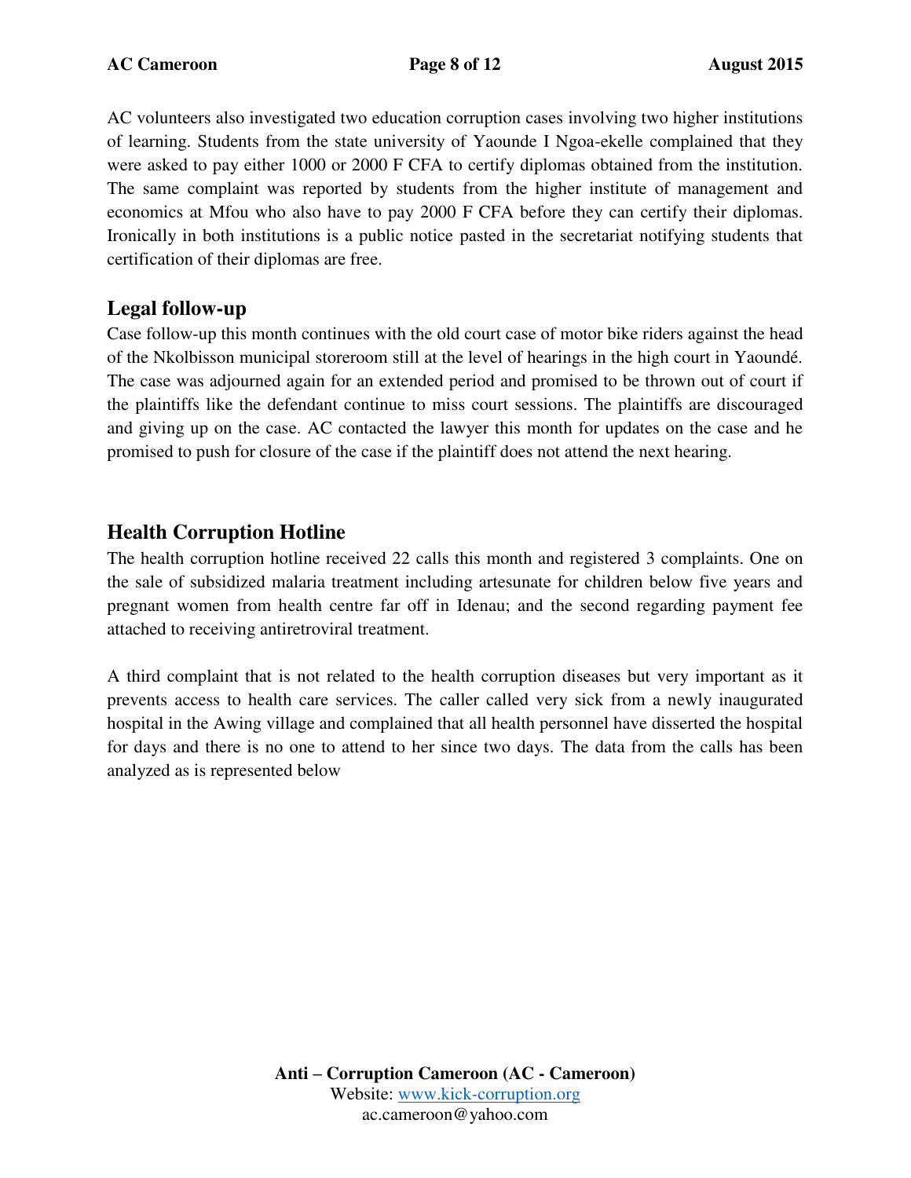AC volunteers also investigated two education corruption cases involving two higher institutions of learning. Students from the state university of Yaounde I Ngoa-ekelle complained that they were asked to pay either 1000 or 2000 F CFA to certify diplomas obtained from the institution. The same complaint was reported by students from the higher institute of management and economics at Mfou who also have to pay 2000 F CFA before they can certify their diplomas. Ironically in both institutions is a public notice pasted in the secretariat notifying students that certification of their diplomas are free.

## Legal follow-up

Case follow-up this month continues with the old court case of motor bike riders against the head of the Nkolbisson municipal storeroom still at the level of hearings in the high court in Yaoundé. The case was adjourned again for an extended period and promised to be thrown out of court if the plaintiffs like the defendant continue to miss court sessions. The plaintiffs are discouraged and giving up on the case. AC contacted the lawyer this month for updates on the case and he promised to push for closure of the case if the plaintiff does not attend the next hearing.

## Health Corruption Hotline

The health corruption hotline received 22 calls this month and registered 3 complaints. One on the sale of subsidized malaria treatment including artesunate for children below five years and pregnant women from health centre far off in Idenau; and the second regarding payment fee attached to receiving antiretroviral treatment.

A third complaint that is not related to the health corruption diseases but very important as it prevents access to health care services. The caller called very sick from a newly inaugurated hospital in the Awing village and complained that all health personnel have disserted the hospital for days and there is no one to attend to her since two days. The data from the calls has been analyzed as is represented below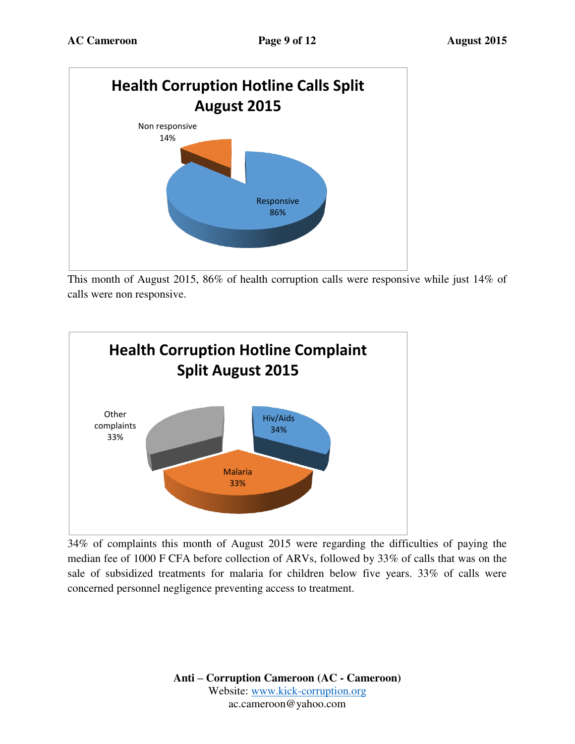**Health Corruption Hotline Calls Split August 2015**

Non responsive 14%

Responsive 86%

This month of August 2015, 86% of health corruption calls were responsive while just 14% of calls were non responsive.

**Health Corruption Hotline Complaint Split August 2015**

Other complaints 33%

Hiv/Aids 34%

Malaria 33%

34% of complaints this month of August 2015 were regarding the difficulties of paying the median fee of 1000 F CFA before collection of ARVs, followed by 33% of calls that was on the sale of subsidized treatments for malaria for children below five years. 33% of calls were concerned personnel negligence preventing access to treatment.

**Anti – Corruption Cameroon (AC - Cameroon)**
Website: www.kick-corruption.org
ac.cameroon@yahoo.com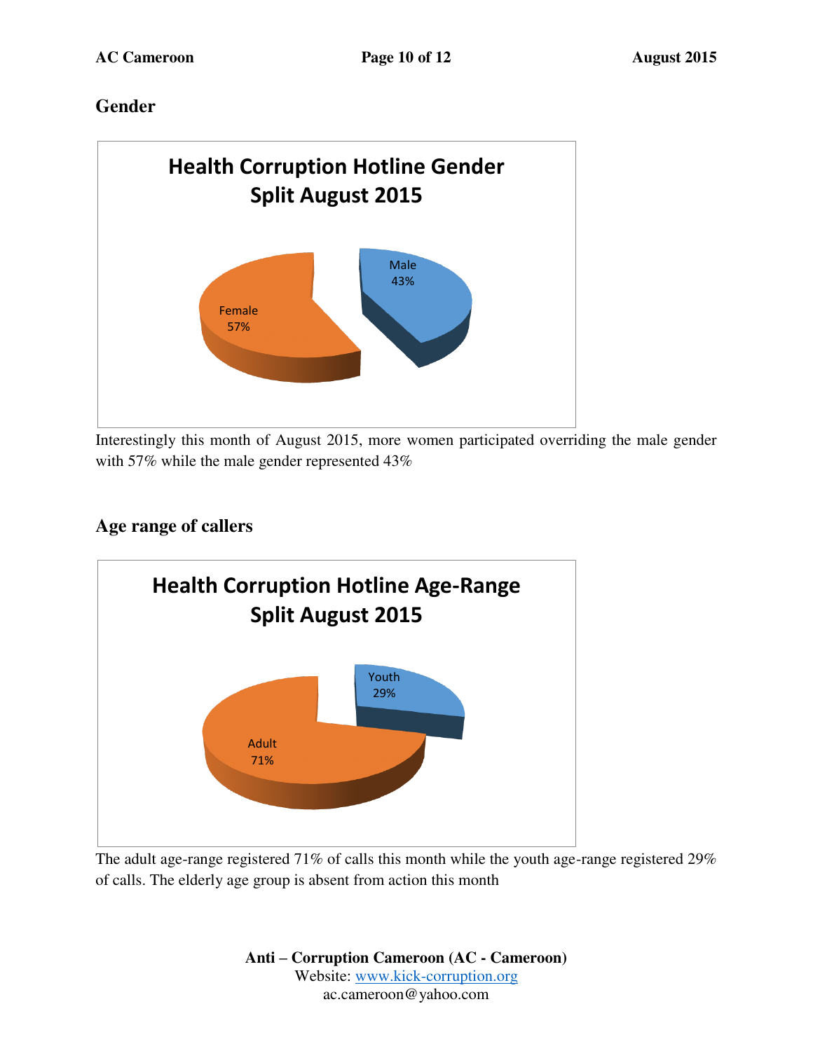## Gender

**Health Corruption Hotline Gender Split August 2015**

Female 57%

Male 43%

Interestingly this month of August 2015, more women participated overriding the male gender with 57% while the male gender represented 43%

## Age range of callers

**Health Corruption Hotline Age-Range Split August 2015**

Adult 71%

Youth 29%

The adult age-range registered 71% of calls this month while the youth age-range registered 29% of calls. The elderly age group is absent from action this month

**Anti – Corruption Cameroon (AC - Cameroon)**
Website: www.kick-corruption.org
ac.cameroon@yahoo.com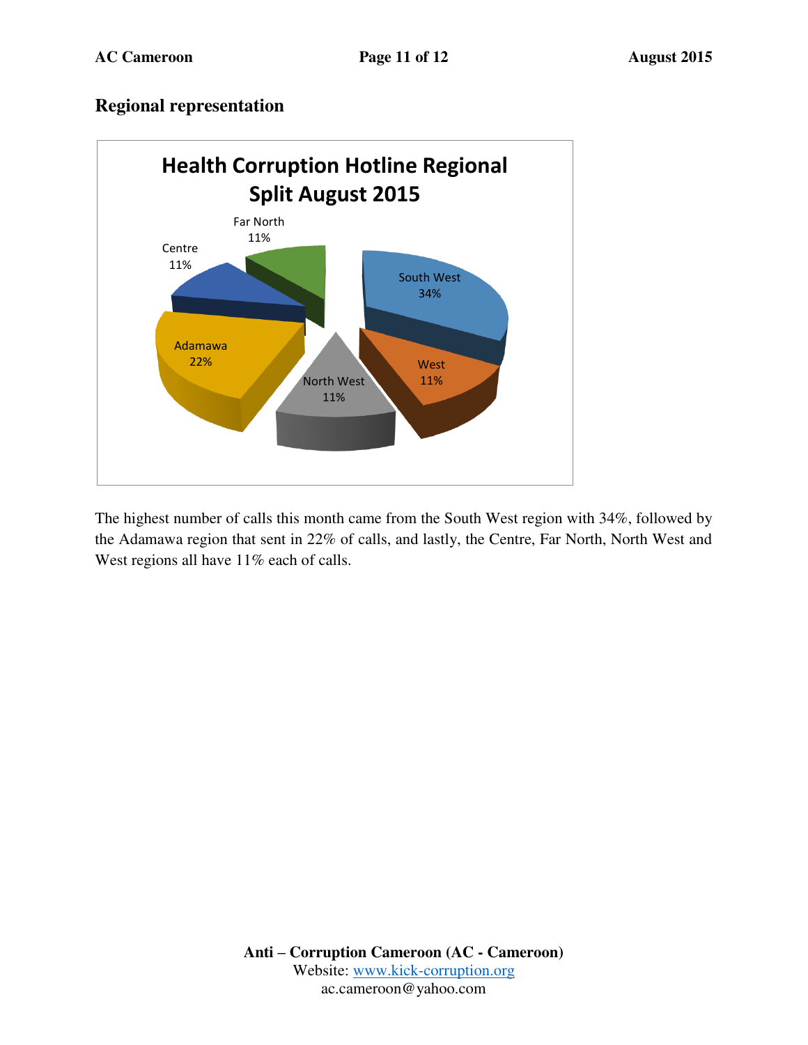## Regional representation

**Health Corruption Hotline Regional Split August 2015**

| Region | Share |
|---|---|
| South West | 34% |
| West | 11% |
| North West | 11% |
| Adamawa | 22% |
| Centre | 11% |
| Far North | 11% |

The highest number of calls this month came from the South West region with 34%, followed by the Adamawa region that sent in 22% of calls, and lastly, the Centre, Far North, North West and West regions all have 11% each of calls.

**Anti – Corruption Cameroon (AC - Cameroon)**
Website: www.kick-corruption.org
ac.cameroon@yahoo.com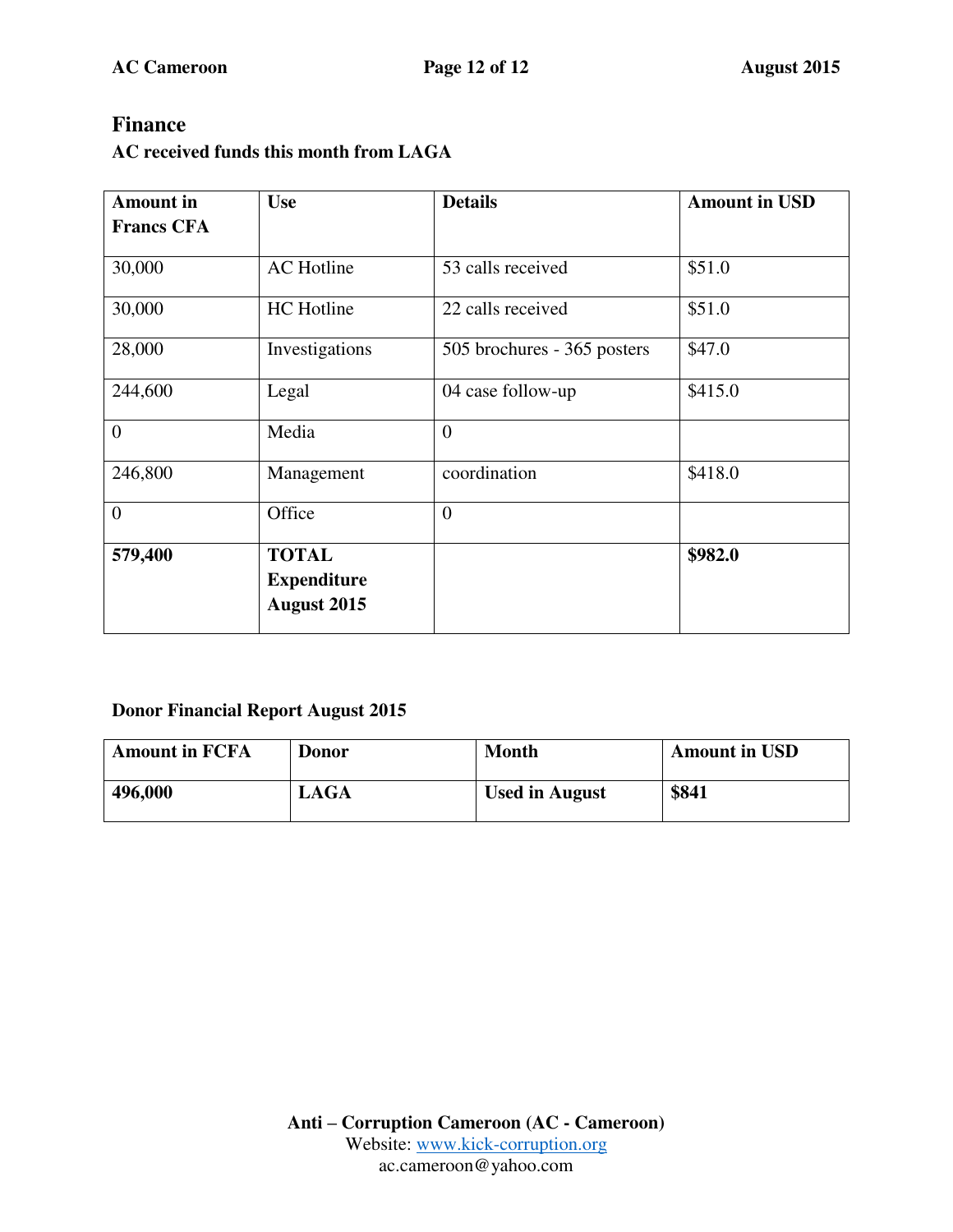## Finance

**AC received funds this month from LAGA**

| Amount in Francs CFA | Use | Details | Amount in USD |
|---|---|---|---|
| 30,000 | AC Hotline | 53 calls received | $51.0 |
| 30,000 | HC Hotline | 22 calls received | $51.0 |
| 28,000 | Investigations | 505 brochures - 365 posters | $47.0 |
| 244,600 | Legal | 04 case follow-up | $415.0 |
| 0 | Media | 0 | |
| 246,800 | Management | coordination | $418.0 |
| 0 | Office | 0 | |
| **579,400** | **TOTAL Expenditure August 2015** | | **$982.0** |

**Donor Financial Report August 2015**

| Amount in FCFA | Donor | Month | Amount in USD |
|---|---|---|---|
| **496,000** | **LAGA** | **Used in August** | **$841** |

**Anti – Corruption Cameroon (AC - Cameroon)**
Website: www.kick-corruption.org
ac.cameroon@yahoo.com